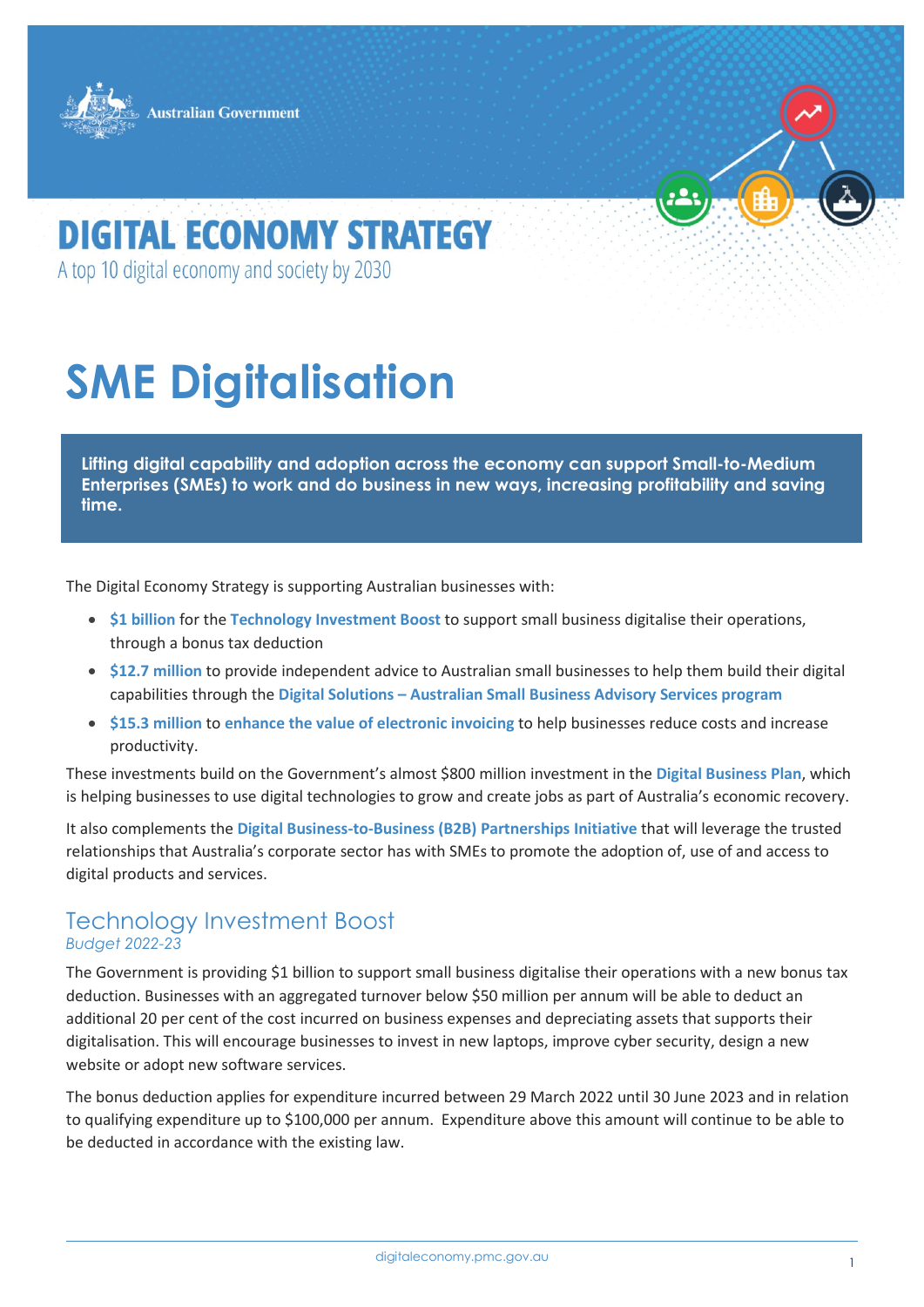Australian Government

# DIGITAL ECONOMY STRATEGY

A top 10 digital economy and society by 2030

# SME Digitalisation

**Lifting digital capability and adoption across the economy can support Small-to-Medium Enterprises (SMEs) to work and do business in new ways, increasing profitability and saving time.**

The Digital Economy Strategy is supporting Australian businesses with:

- **$1 billion** for the **Technology Investment Boost** to support small business digitalise their operations, through a bonus tax deduction
- **$12.7 million** to provide independent advice to Australian small businesses to help them build their digital capabilities through the **Digital Solutions – Australian Small Business Advisory Services program**
- **$15.3 million** to **enhance the value of electronic invoicing** to help businesses reduce costs and increase productivity.

These investments build on the Government's almost $800 million investment in the **Digital Business Plan**, which is helping businesses to use digital technologies to grow and create jobs as part of Australia's economic recovery.

It also complements the **Digital Business-to-Business (B2B) Partnerships Initiative** that will leverage the trusted relationships that Australia's corporate sector has with SMEs to promote the adoption of, use of and access to digital products and services.

## Technology Investment Boost

*Budget 2022-23*

The Government is providing $1 billion to support small business digitalise their operations with a new bonus tax deduction. Businesses with an aggregated turnover below $50 million per annum will be able to deduct an additional 20 per cent of the cost incurred on business expenses and depreciating assets that supports their digitalisation. This will encourage businesses to invest in new laptops, improve cyber security, design a new website or adopt new software services.

The bonus deduction applies for expenditure incurred between 29 March 2022 until 30 June 2023 and in relation to qualifying expenditure up to $100,000 per annum. Expenditure above this amount will continue to be able to be deducted in accordance with the existing law.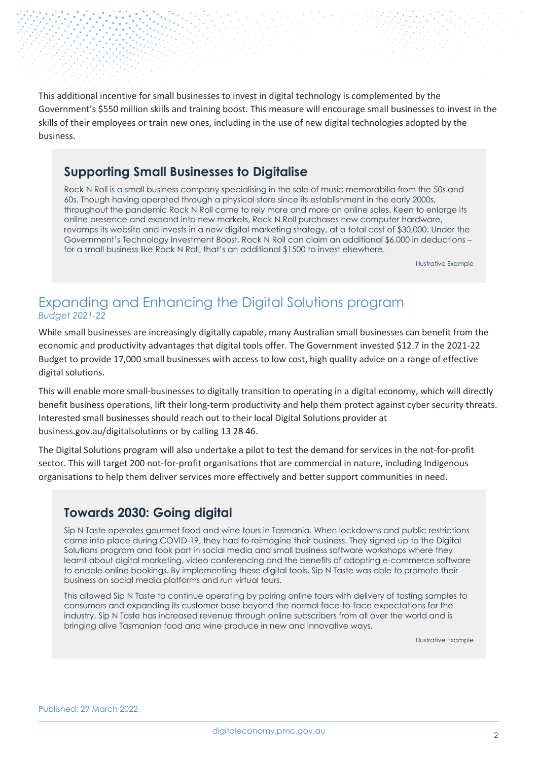This additional incentive for small businesses to invest in digital technology is complemented by the Government's $550 million skills and training boost. This measure will encourage small businesses to invest in the skills of their employees or train new ones, including in the use of new digital technologies adopted by the business.

### Supporting Small Businesses to Digitalise

Rock N Roll is a small business company specialising in the sale of music memorabilia from the 50s and 60s. Though having operated through a physical store since its establishment in the early 2000s, throughout the pandemic Rock N Roll came to rely more and more on online sales. Keen to enlarge its online presence and expand into new markets, Rock N Roll purchases new computer hardware, revamps its website and invests in a new digital marketing strategy, at a total cost of $30,000. Under the Government's Technology Investment Boost, Rock N Roll can claim an additional $6,000 in deductions – for a small business like Rock N Roll, that's an additional $1500 to invest elsewhere.

Illustrative Example

## Expanding and Enhancing the Digital Solutions program

*Budget 2021-22*

While small businesses are increasingly digitally capable, many Australian small businesses can benefit from the economic and productivity advantages that digital tools offer. The Government invested $12.7 in the 2021-22 Budget to provide 17,000 small businesses with access to low cost, high quality advice on a range of effective digital solutions.

This will enable more small-businesses to digitally transition to operating in a digital economy, which will directly benefit business operations, lift their long-term productivity and help them protect against cyber security threats. Interested small businesses should reach out to their local Digital Solutions provider at business.gov.au/digitalsolutions or by calling 13 28 46.

The Digital Solutions program will also undertake a pilot to test the demand for services in the not-for-profit sector. This will target 200 not-for-profit organisations that are commercial in nature, including Indigenous organisations to help them deliver services more effectively and better support communities in need.

### Towards 2030: Going digital

Sip N Taste operates gourmet food and wine tours in Tasmania. When lockdowns and public restrictions came into place during COVID-19, they had to reimagine their business. They signed up to the Digital Solutions program and took part in social media and small business software workshops where they learnt about digital marketing, video conferencing and the benefits of adopting e-commerce software to enable online bookings. By implementing these digital tools, Sip N Taste was able to promote their business on social media platforms and run virtual tours.

This allowed Sip N Taste to continue operating by pairing online tours with delivery of tasting samples to consumers and expanding its customer base beyond the normal face-to-face expectations for the industry. Sip N Taste has increased revenue through online subscribers from all over the world and is bringing alive Tasmanian food and wine produce in new and innovative ways.

Illustrative Example

Published: 29 March 2022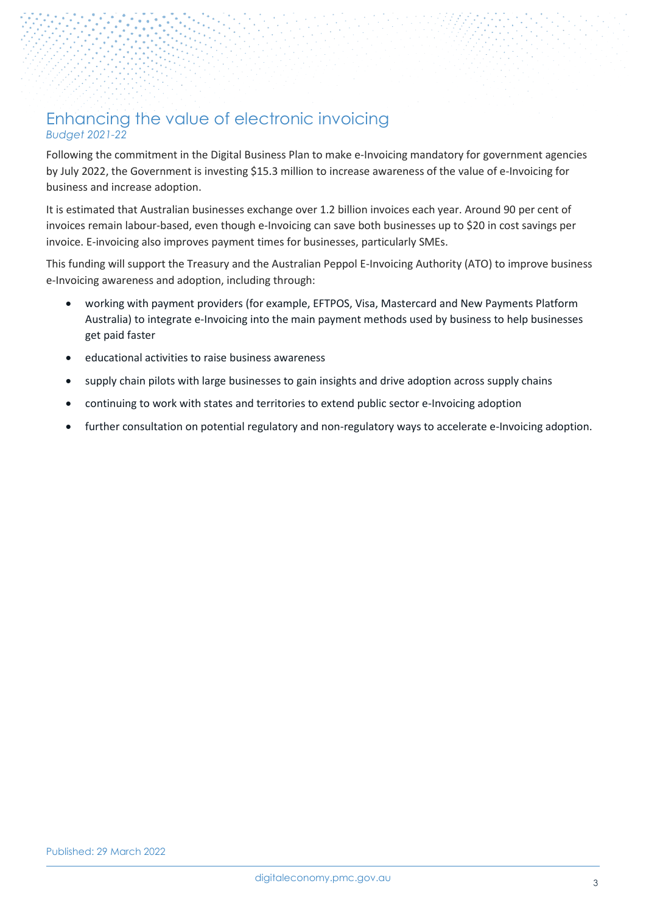## Enhancing the value of electronic invoicing

*Budget 2021-22*

Following the commitment in the Digital Business Plan to make e-Invoicing mandatory for government agencies by July 2022, the Government is investing $15.3 million to increase awareness of the value of e-Invoicing for business and increase adoption.

It is estimated that Australian businesses exchange over 1.2 billion invoices each year. Around 90 per cent of invoices remain labour-based, even though e-Invoicing can save both businesses up to $20 in cost savings per invoice. E-invoicing also improves payment times for businesses, particularly SMEs.

This funding will support the Treasury and the Australian Peppol E-Invoicing Authority (ATO) to improve business e-Invoicing awareness and adoption, including through:

- working with payment providers (for example, EFTPOS, Visa, Mastercard and New Payments Platform Australia) to integrate e-Invoicing into the main payment methods used by business to help businesses get paid faster
- educational activities to raise business awareness
- supply chain pilots with large businesses to gain insights and drive adoption across supply chains
- continuing to work with states and territories to extend public sector e-Invoicing adoption
- further consultation on potential regulatory and non-regulatory ways to accelerate e-Invoicing adoption.

Published: 29 March 2022